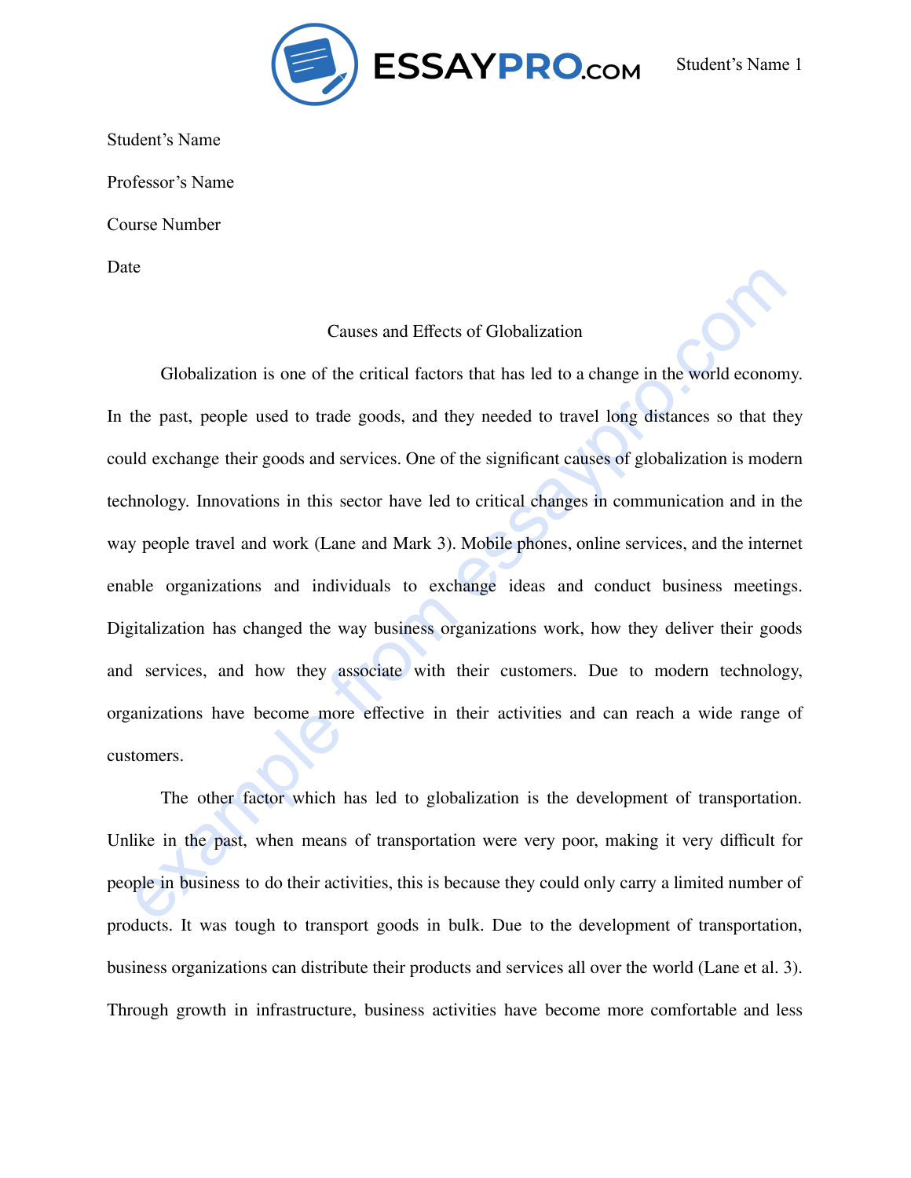Student's Name

Professor's Name

Course Number

Date

# Causes and Effects of Globalization

Globalization is one of the critical factors that has led to a change in the world economy. In the past, people used to trade goods, and they needed to travel long distances so that they could exchange their goods and services. One of the significant causes of globalization is modern technology. Innovations in this sector have led to critical changes in communication and in the way people travel and work (Lane and Mark 3). Mobile phones, online services, and the internet enable organizations and individuals to exchange ideas and conduct business meetings. Digitalization has changed the way business organizations work, how they deliver their goods and services, and how they associate with their customers. Due to modern technology, organizations have become more effective in their activities and can reach a wide range of customers.

The other factor which has led to globalization is the development of transportation. Unlike in the past, when means of transportation were very poor, making it very difficult for people in business to do their activities, this is because they could only carry a limited number of products. It was tough to transport goods in bulk. Due to the development of transportation, business organizations can distribute their products and services all over the world (Lane et al. 3). Through growth in infrastructure, business activities have become more comfortable and less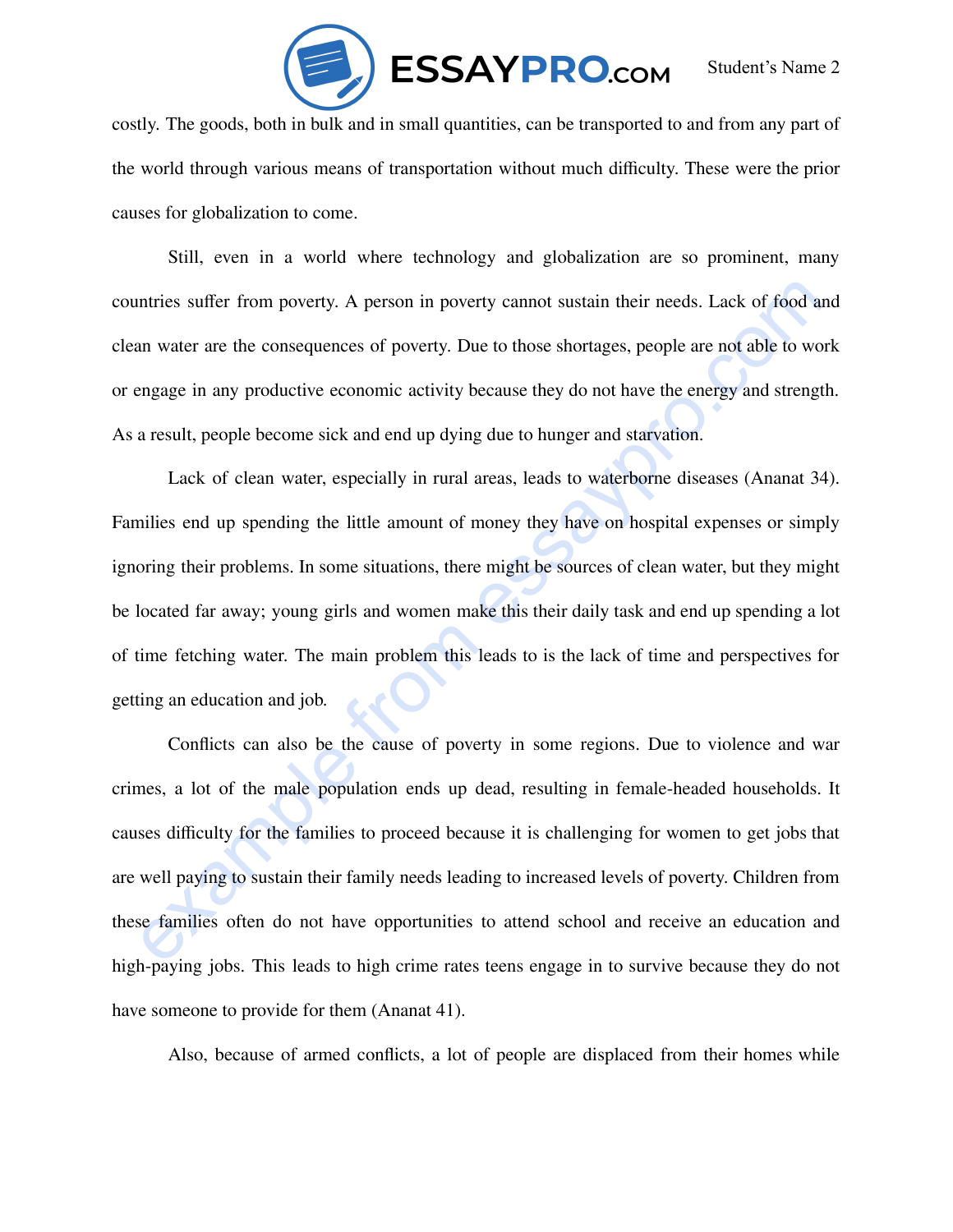costly. The goods, both in bulk and in small quantities, can be transported to and from any part of the world through various means of transportation without much difficulty. These were the prior causes for globalization to come.

Still, even in a world where technology and globalization are so prominent, many countries suffer from poverty. A person in poverty cannot sustain their needs. Lack of food and clean water are the consequences of poverty. Due to those shortages, people are not able to work or engage in any productive economic activity because they do not have the energy and strength. As a result, people become sick and end up dying due to hunger and starvation.

Lack of clean water, especially in rural areas, leads to waterborne diseases (Ananat 34). Families end up spending the little amount of money they have on hospital expenses or simply ignoring their problems. In some situations, there might be sources of clean water, but they might be located far away; young girls and women make this their daily task and end up spending a lot of time fetching water. The main problem this leads to is the lack of time and perspectives for getting an education and job.

Conflicts can also be the cause of poverty in some regions. Due to violence and war crimes, a lot of the male population ends up dead, resulting in female-headed households. It causes difficulty for the families to proceed because it is challenging for women to get jobs that are well paying to sustain their family needs leading to increased levels of poverty. Children from these families often do not have opportunities to attend school and receive an education and high-paying jobs. This leads to high crime rates teens engage in to survive because they do not have someone to provide for them (Ananat 41).

Also, because of armed conflicts, a lot of people are displaced from their homes while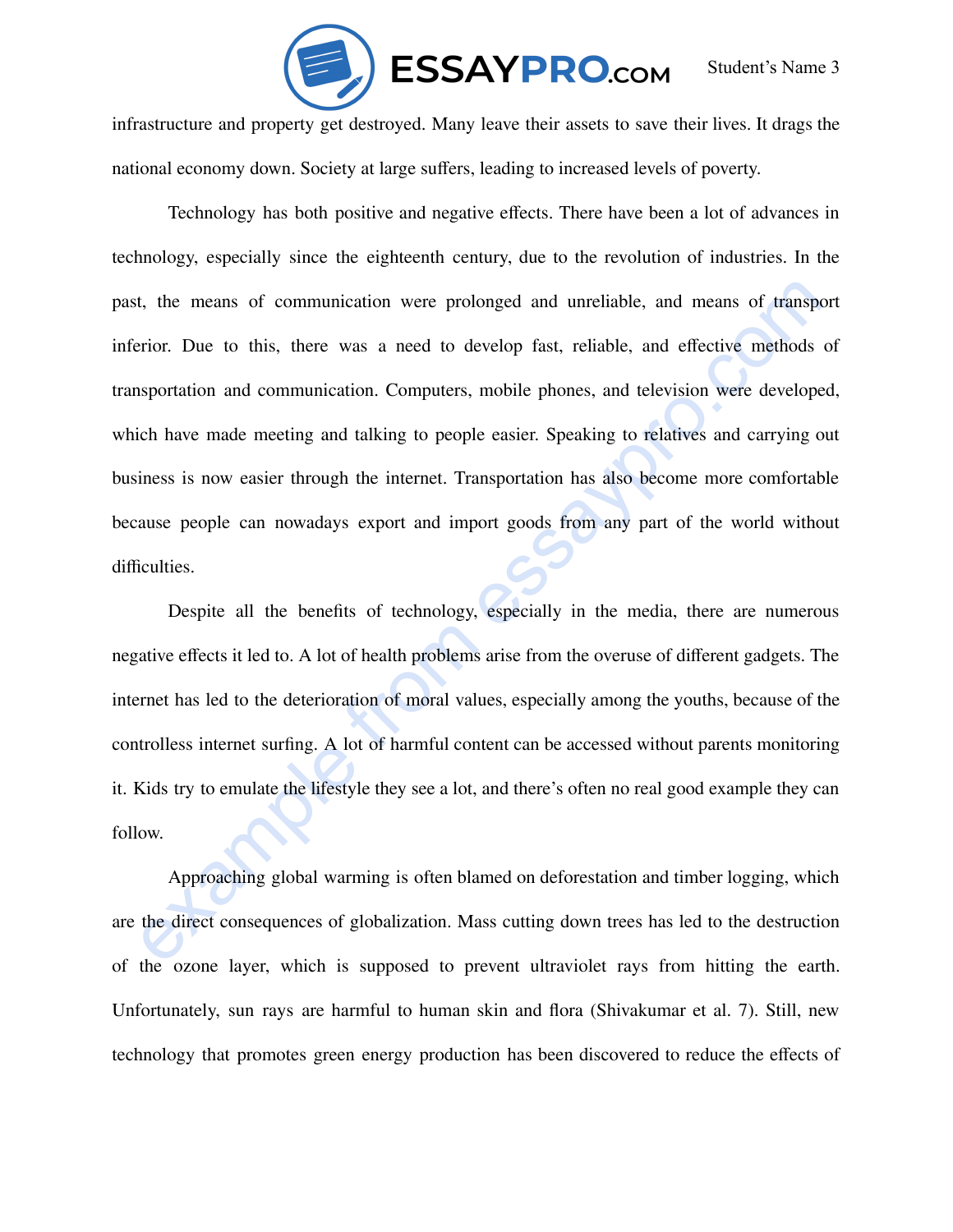infrastructure and property get destroyed. Many leave their assets to save their lives. It drags the national economy down. Society at large suffers, leading to increased levels of poverty.

Technology has both positive and negative effects. There have been a lot of advances in technology, especially since the eighteenth century, due to the revolution of industries. In the past, the means of communication were prolonged and unreliable, and means of transport inferior. Due to this, there was a need to develop fast, reliable, and effective methods of transportation and communication. Computers, mobile phones, and television were developed, which have made meeting and talking to people easier. Speaking to relatives and carrying out business is now easier through the internet. Transportation has also become more comfortable because people can nowadays export and import goods from any part of the world without difficulties.

Despite all the benefits of technology, especially in the media, there are numerous negative effects it led to. A lot of health problems arise from the overuse of different gadgets. The internet has led to the deterioration of moral values, especially among the youths, because of the controlless internet surfing. A lot of harmful content can be accessed without parents monitoring it. Kids try to emulate the lifestyle they see a lot, and there's often no real good example they can follow.

Approaching global warming is often blamed on deforestation and timber logging, which are the direct consequences of globalization. Mass cutting down trees has led to the destruction of the ozone layer, which is supposed to prevent ultraviolet rays from hitting the earth. Unfortunately, sun rays are harmful to human skin and flora (Shivakumar et al. 7). Still, new technology that promotes green energy production has been discovered to reduce the effects of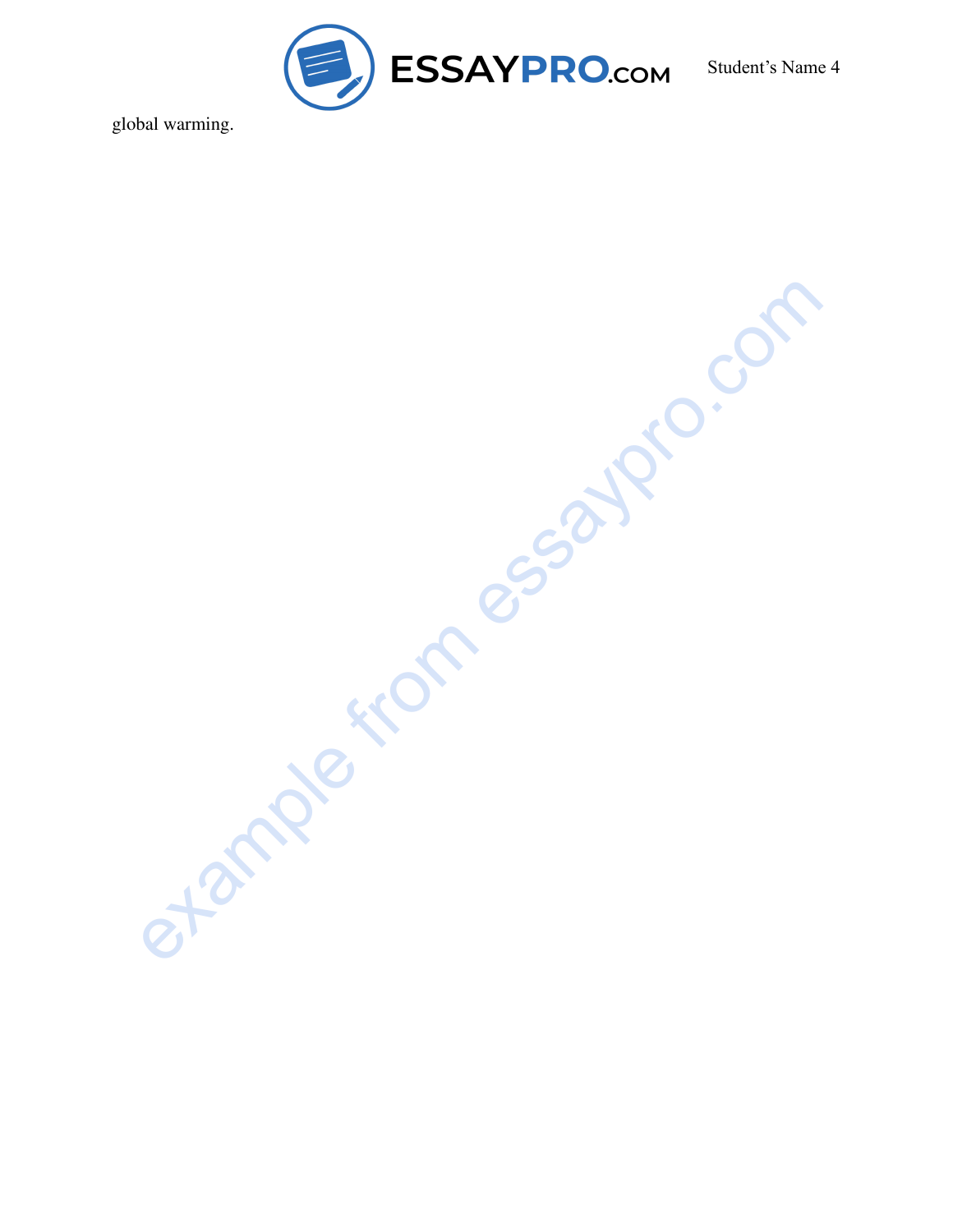global warming.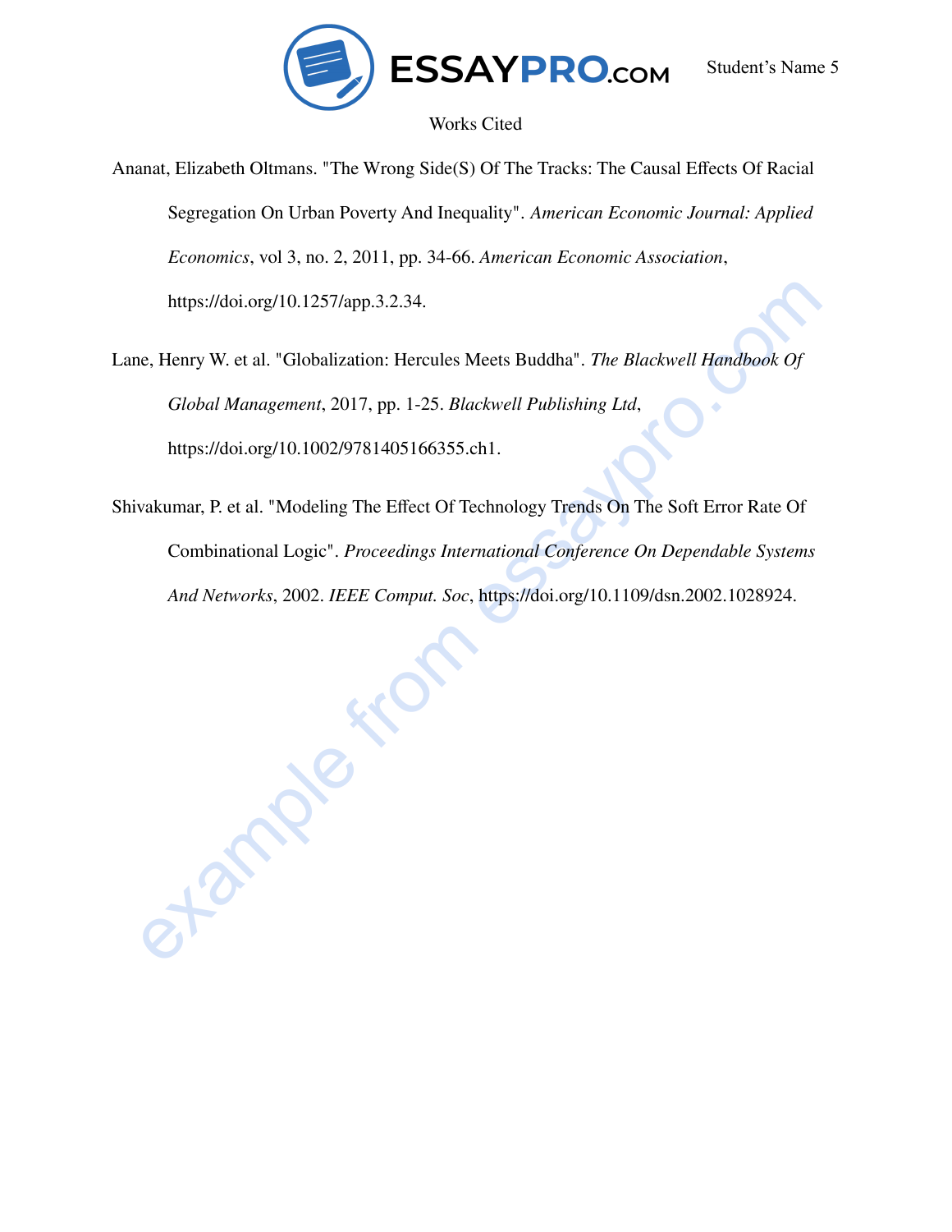Works Cited

Ananat, Elizabeth Oltmans. "The Wrong Side(S) Of The Tracks: The Causal Effects Of Racial Segregation On Urban Poverty And Inequality". *American Economic Journal: Applied Economics*, vol 3, no. 2, 2011, pp. 34-66. *American Economic Association*, https://doi.org/10.1257/app.3.2.34.

Lane, Henry W. et al. "Globalization: Hercules Meets Buddha". *The Blackwell Handbook Of Global Management*, 2017, pp. 1-25. *Blackwell Publishing Ltd*, https://doi.org/10.1002/9781405166355.ch1.

Shivakumar, P. et al. "Modeling The Effect Of Technology Trends On The Soft Error Rate Of Combinational Logic". *Proceedings International Conference On Dependable Systems And Networks*, 2002. *IEEE Comput. Soc*, https://doi.org/10.1109/dsn.2002.1028924.